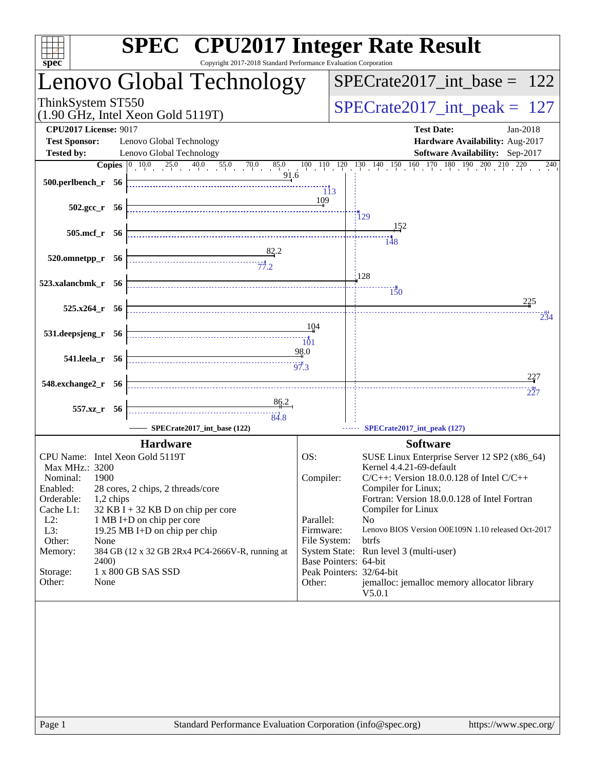# SPEC CPU2017 Integer Rate Result

Copyright 2017-2018 Standard Performance Evaluation Corporation

## Lenovo Global Technology

ThinkSystem ST550
(1.90 GHz, Intel Xeon Gold 5119T)

SPECrate2017_int_base = 122

SPECrate2017_int_peak = 127

**CPU2017 License:** 9017
**Test Sponsor:** Lenovo Global Technology
**Tested by:** Lenovo Global Technology

**Test Date:** Jan-2018
**Hardware Availability:** Aug-2017
**Software Availability:** Sep-2017

| Benchmark | Copies | SPECrate2017_int_base | SPECrate2017_int_peak |
|---|---|---|---|
| 500.perlbench_r | 56 | 91.6 | 113 |
| 502.gcc_r | 56 | 109 | 129 |
| 505.mcf_r | 56 | 152 | 148 |
| 520.omnetpp_r | 56 | 82.2 | 77.2 |
| 523.xalancbmk_r | 56 | 128 | 150 |
| 525.x264_r | 56 | 225 | 234 |
| 531.deepsjeng_r | 56 | 104 | 101 |
| 541.leela_r | 56 | 98.0 | 97.3 |
| 548.exchange2_r | 56 | 227 | 227 |
| 557.xz_r | 56 | 86.2 | 84.8 |

SPECrate2017_int_base (122) ------ SPECrate2017_int_peak (127)

### Hardware

CPU Name: Intel Xeon Gold 5119T
Max MHz.: 3200
Nominal: 1900
Enabled: 28 cores, 2 chips, 2 threads/core
Orderable: 1,2 chips
Cache L1: 32 KB I + 32 KB D on chip per core
L2: 1 MB I+D on chip per core
L3: 19.25 MB I+D on chip per chip
Other: None
Memory: 384 GB (12 x 32 GB 2Rx4 PC4-2666V-R, running at 2400)
Storage: 1 x 800 GB SAS SSD
Other: None

### Software

OS: SUSE Linux Enterprise Server 12 SP2 (x86_64) Kernel 4.4.21-69-default
Compiler: C/C++: Version 18.0.0.128 of Intel C/C++ Compiler for Linux; Fortran: Version 18.0.0.128 of Intel Fortran Compiler for Linux
Parallel: No
Firmware: Lenovo BIOS Version O0E109N 1.10 released Oct-2017
File System: btrfs
System State: Run level 3 (multi-user)
Base Pointers: 64-bit
Peak Pointers: 32/64-bit
Other: jemalloc: jemalloc memory allocator library V5.0.1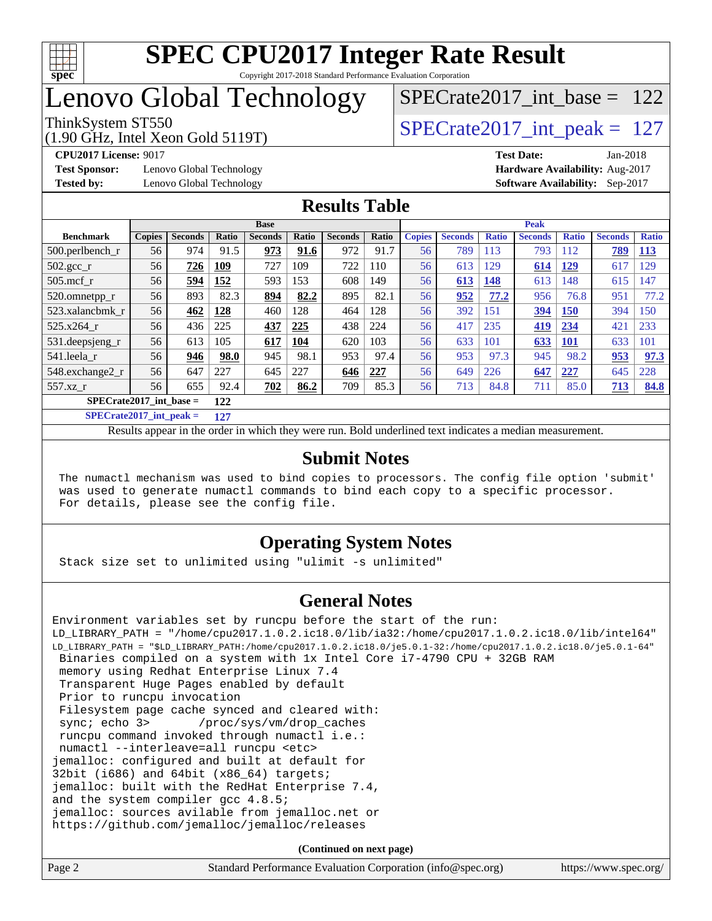# SPEC CPU2017 Integer Rate Result

Copyright 2017-2018 Standard Performance Evaluation Corporation

# Lenovo Global Technology

ThinkSystem ST550
(1.90 GHz, Intel Xeon Gold 5119T)

SPECrate2017_int_base = 122

SPECrate2017_int_peak = 127

**CPU2017 License:** 9017
**Test Sponsor:** Lenovo Global Technology
**Tested by:** Lenovo Global Technology

**Test Date:** Jan-2018
**Hardware Availability:** Aug-2017
**Software Availability:** Sep-2017

## Results Table

| | Base | | | | | | | Peak | | | | | | |
|---|---|---|---|---|---|---|---|---|---|---|---|---|---|---|
| **Benchmark** | **Copies** | **Seconds** | **Ratio** | **Seconds** | **Ratio** | **Seconds** | **Ratio** | **Copies** | **Seconds** | **Ratio** | **Seconds** | **Ratio** | **Seconds** | **Ratio** |
| 500.perlbench_r | 56 | 974 | 91.5 | **973** | **91.6** | 972 | 91.7 | 56 | 789 | 113 | 793 | 112 | **789** | **113** |
| 502.gcc_r | 56 | **726** | **109** | 727 | 109 | 722 | 110 | 56 | 613 | 129 | **614** | **129** | 617 | 129 |
| 505.mcf_r | 56 | **594** | **152** | 593 | 153 | 608 | 149 | 56 | **613** | **148** | 613 | 148 | 615 | 147 |
| 520.omnetpp_r | 56 | 893 | 82.3 | **894** | **82.2** | 895 | 82.1 | 56 | **952** | **77.2** | 956 | 76.8 | 951 | 77.2 |
| 523.xalancbmk_r | 56 | **462** | **128** | 460 | 128 | 464 | 128 | 56 | 392 | 151 | **394** | **150** | 394 | 150 |
| 525.x264_r | 56 | 436 | 225 | **437** | **225** | 438 | 224 | 56 | 417 | 235 | **419** | **234** | 421 | 233 |
| 531.deepsjeng_r | 56 | 613 | 105 | **617** | **104** | 620 | 103 | 56 | 633 | 101 | **633** | **101** | 633 | 101 |
| 541.leela_r | 56 | **946** | **98.0** | 945 | 98.1 | 953 | 97.4 | 56 | 953 | 97.3 | 945 | 98.2 | **953** | **97.3** |
| 548.exchange2_r | 56 | 647 | 227 | 645 | 227 | **646** | **227** | 56 | 649 | 226 | **647** | **227** | 645 | 228 |
| 557.xz_r | 56 | 655 | 92.4 | **702** | **86.2** | 709 | 85.3 | 56 | 713 | 84.8 | 711 | 85.0 | **713** | **84.8** |

**SPECrate2017_int_base = 122**

**SPECrate2017_int_peak = 127**

Results appear in the order in which they were run. Bold underlined text indicates a median measurement.

## Submit Notes

```
The numactl mechanism was used to bind copies to processors. The config file option 'submit'
was used to generate numactl commands to bind each copy to a specific processor.
For details, please see the config file.
```

## Operating System Notes

```
Stack size set to unlimited using "ulimit -s unlimited"
```

## General Notes

```
Environment variables set by runcpu before the start of the run:
LD_LIBRARY_PATH = "/home/cpu2017.1.0.2.ic18.0/lib/ia32:/home/cpu2017.1.0.2.ic18.0/lib/intel64"
LD_LIBRARY_PATH = "$LD_LIBRARY_PATH:/home/cpu2017.1.0.2.ic18.0/je5.0.1-32:/home/cpu2017.1.0.2.ic18.0/je5.0.1-64"
 Binaries compiled on a system with 1x Intel Core i7-4790 CPU + 32GB RAM
 memory using Redhat Enterprise Linux 7.4
 Transparent Huge Pages enabled by default
 Prior to runcpu invocation
 Filesystem page cache synced and cleared with:
 sync; echo 3>       /proc/sys/vm/drop_caches
 runcpu command invoked through numactl i.e.:
 numactl --interleave=all runcpu <etc>
jemalloc: configured and built at default for
32bit (i686) and 64bit (x86_64) targets;
jemalloc: built with the RedHat Enterprise 7.4,
and the system compiler gcc 4.8.5;
jemalloc: sources avilable from jemalloc.net or
https://github.com/jemalloc/jemalloc/releases
```

**(Continued on next page)**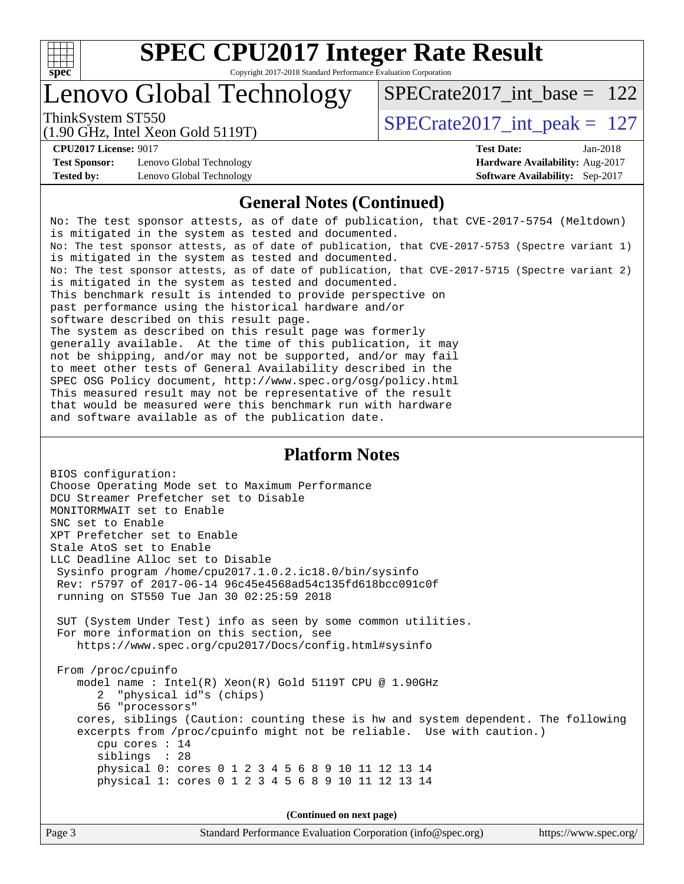# SPEC CPU2017 Integer Rate Result

Copyright 2017-2018 Standard Performance Evaluation Corporation

## Lenovo Global Technology

ThinkSystem ST550
(1.90 GHz, Intel Xeon Gold 5119T)

SPECrate2017_int_base = 122

SPECrate2017_int_peak = 127

**CPU2017 License:** 9017
**Test Sponsor:** Lenovo Global Technology
**Tested by:** Lenovo Global Technology

**Test Date:** Jan-2018
**Hardware Availability:** Aug-2017
**Software Availability:** Sep-2017

## General Notes (Continued)

```
No: The test sponsor attests, as of date of publication, that CVE-2017-5754 (Meltdown)
is mitigated in the system as tested and documented.
No: The test sponsor attests, as of date of publication, that CVE-2017-5753 (Spectre variant 1)
is mitigated in the system as tested and documented.
No: The test sponsor attests, as of date of publication, that CVE-2017-5715 (Spectre variant 2)
is mitigated in the system as tested and documented.
This benchmark result is intended to provide perspective on
past performance using the historical hardware and/or
software described on this result page.
The system as described on this result page was formerly
generally available.  At the time of this publication, it may
not be shipping, and/or may not be supported, and/or may fail
to meet other tests of General Availability described in the
SPEC OSG Policy document, http://www.spec.org/osg/policy.html
This measured result may not be representative of the result
that would be measured were this benchmark run with hardware
and software available as of the publication date.
```

## Platform Notes

```
BIOS configuration:
Choose Operating Mode set to Maximum Performance
DCU Streamer Prefetcher set to Disable
MONITORMWAIT set to Enable
SNC set to Enable
XPT Prefetcher set to Enable
Stale AtoS set to Enable
LLC Deadline Alloc set to Disable
 Sysinfo program /home/cpu2017.1.0.2.ic18.0/bin/sysinfo
 Rev: r5797 of 2017-06-14 96c45e4568ad54c135fd618bcc091c0f
 running on ST550 Tue Jan 30 02:25:59 2018

 SUT (System Under Test) info as seen by some common utilities.
 For more information on this section, see
    https://www.spec.org/cpu2017/Docs/config.html#sysinfo

 From /proc/cpuinfo
    model name : Intel(R) Xeon(R) Gold 5119T CPU @ 1.90GHz
       2  "physical id"s (chips)
       56 "processors"
    cores, siblings (Caution: counting these is hw and system dependent. The following
    excerpts from /proc/cpuinfo might not be reliable.  Use with caution.)
       cpu cores : 14
       siblings  : 28
       physical 0: cores 0 1 2 3 4 5 6 8 9 10 11 12 13 14
       physical 1: cores 0 1 2 3 4 5 6 8 9 10 11 12 13 14
```

**(Continued on next page)**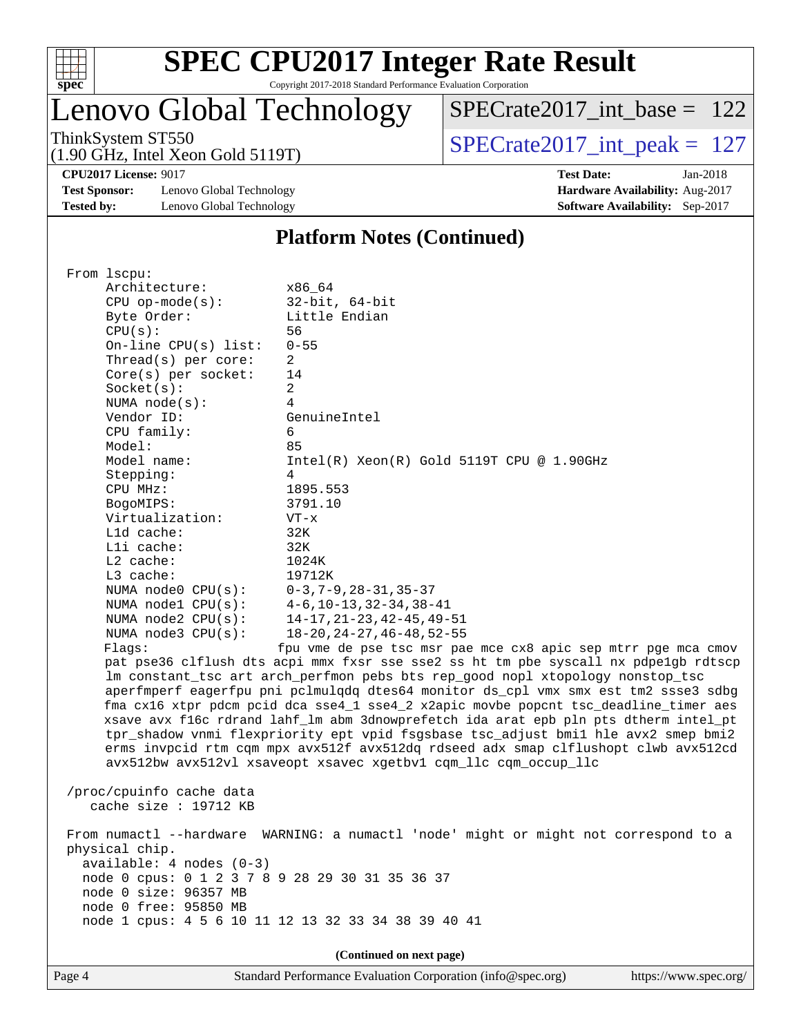# SPEC CPU2017 Integer Rate Result

Copyright 2017-2018 Standard Performance Evaluation Corporation

## Lenovo Global Technology

ThinkSystem ST550
(1.90 GHz, Intel Xeon Gold 5119T)

SPECrate2017_int_base = 122

SPECrate2017_int_peak = 127

**CPU2017 License:** 9017
**Test Sponsor:** Lenovo Global Technology
**Tested by:** Lenovo Global Technology

**Test Date:** Jan-2018
**Hardware Availability:** Aug-2017
**Software Availability:** Sep-2017

### Platform Notes (Continued)

```
From lscpu:
     Architecture:          x86_64
     CPU op-mode(s):        32-bit, 64-bit
     Byte Order:            Little Endian
     CPU(s):                56
     On-line CPU(s) list:   0-55
     Thread(s) per core:    2
     Core(s) per socket:    14
     Socket(s):             2
     NUMA node(s):          4
     Vendor ID:             GenuineIntel
     CPU family:            6
     Model:                 85
     Model name:            Intel(R) Xeon(R) Gold 5119T CPU @ 1.90GHz
     Stepping:              4
     CPU MHz:               1895.553
     BogoMIPS:              3791.10
     Virtualization:        VT-x
     L1d cache:             32K
     L1i cache:             32K
     L2 cache:              1024K
     L3 cache:              19712K
     NUMA node0 CPU(s):     0-3,7-9,28-31,35-37
     NUMA node1 CPU(s):     4-6,10-13,32-34,38-41
     NUMA node2 CPU(s):     14-17,21-23,42-45,49-51
     NUMA node3 CPU(s):     18-20,24-27,46-48,52-55
     Flags:                fpu vme de pse tsc msr pae mce cx8 apic sep mtrr pge mca cmov
     pat pse36 clflush dts acpi mmx fxsr sse sse2 ss ht tm pbe syscall nx pdpe1gb rdtscp
     lm constant_tsc art arch_perfmon pebs bts rep_good nopl xtopology nonstop_tsc
     aperfmperf eagerfpu pni pclmulqdq dtes64 monitor ds_cpl vmx smx est tm2 ssse3 sdbg
     fma cx16 xtpr pdcm pcid dca sse4_1 sse4_2 x2apic movbe popcnt tsc_deadline_timer aes
     xsave avx f16c rdrand lahf_lm abm 3dnowprefetch ida arat epb pln pts dtherm intel_pt
     tpr_shadow vnmi flexpriority ept vpid fsgsbase tsc_adjust bmi1 hle avx2 smep bmi2
     erms invpcid rtm cqm mpx avx512f avx512dq rdseed adx smap clflushopt clwb avx512cd
     avx512bw avx512vl xsaveopt xsavec xgetbv1 cqm_llc cqm_occup_llc

 /proc/cpuinfo cache data
    cache size : 19712 KB

 From numactl --hardware  WARNING: a numactl 'node' might or might not correspond to a
 physical chip.
   available: 4 nodes (0-3)
   node 0 cpus: 0 1 2 3 7 8 9 28 29 30 31 35 36 37
   node 0 size: 96357 MB
   node 0 free: 95850 MB
   node 1 cpus: 4 5 6 10 11 12 13 32 33 34 38 39 40 41
```

(Continued on next page)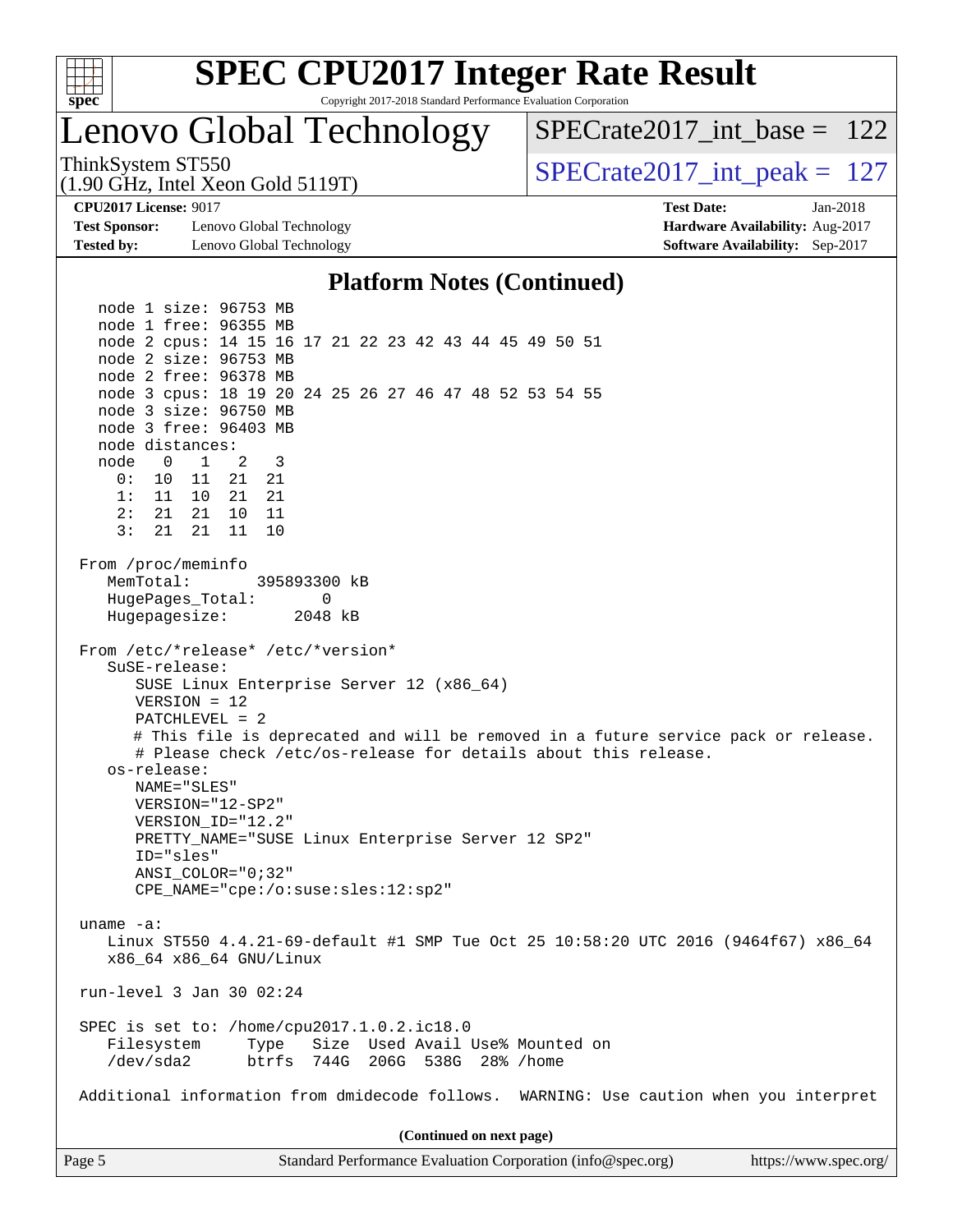# SPEC CPU2017 Integer Rate Result

Copyright 2017-2018 Standard Performance Evaluation Corporation

## Lenovo Global Technology

ThinkSystem ST550
(1.90 GHz, Intel Xeon Gold 5119T)

SPECrate2017_int_base = 122
SPECrate2017_int_peak = 127

**CPU2017 License:** 9017
**Test Sponsor:** Lenovo Global Technology
**Tested by:** Lenovo Global Technology

**Test Date:** Jan-2018
**Hardware Availability:** Aug-2017
**Software Availability:** Sep-2017

### Platform Notes (Continued)

```
    node 1 size: 96753 MB
    node 1 free: 96355 MB
    node 2 cpus: 14 15 16 17 21 22 23 42 43 44 45 49 50 51
    node 2 size: 96753 MB
    node 2 free: 96378 MB
    node 3 cpus: 18 19 20 24 25 26 27 46 47 48 52 53 54 55
    node 3 size: 96750 MB
    node 3 free: 96403 MB
    node distances:
    node   0   1   2   3
      0:  10  11  21  21
      1:  11  10  21  21
      2:  21  21  10  11
      3:  21  21  11  10

 From /proc/meminfo
    MemTotal:       395893300 kB
    HugePages_Total:       0
    Hugepagesize:       2048 kB

 From /etc/*release* /etc/*version*
    SuSE-release:
       SUSE Linux Enterprise Server 12 (x86_64)
       VERSION = 12
       PATCHLEVEL = 2
       # This file is deprecated and will be removed in a future service pack or release.
       # Please check /etc/os-release for details about this release.
    os-release:
       NAME="SLES"
       VERSION="12-SP2"
       VERSION_ID="12.2"
       PRETTY_NAME="SUSE Linux Enterprise Server 12 SP2"
       ID="sles"
       ANSI_COLOR="0;32"
       CPE_NAME="cpe:/o:suse:sles:12:sp2"

 uname -a:
    Linux ST550 4.4.21-69-default #1 SMP Tue Oct 25 10:58:20 UTC 2016 (9464f67) x86_64
    x86_64 x86_64 GNU/Linux

 run-level 3 Jan 30 02:24

 SPEC is set to: /home/cpu2017.1.0.2.ic18.0
    Filesystem     Type   Size  Used Avail Use% Mounted on
    /dev/sda2      btrfs  744G  206G  538G  28% /home

 Additional information from dmidecode follows.  WARNING: Use caution when you interpret
```

(Continued on next page)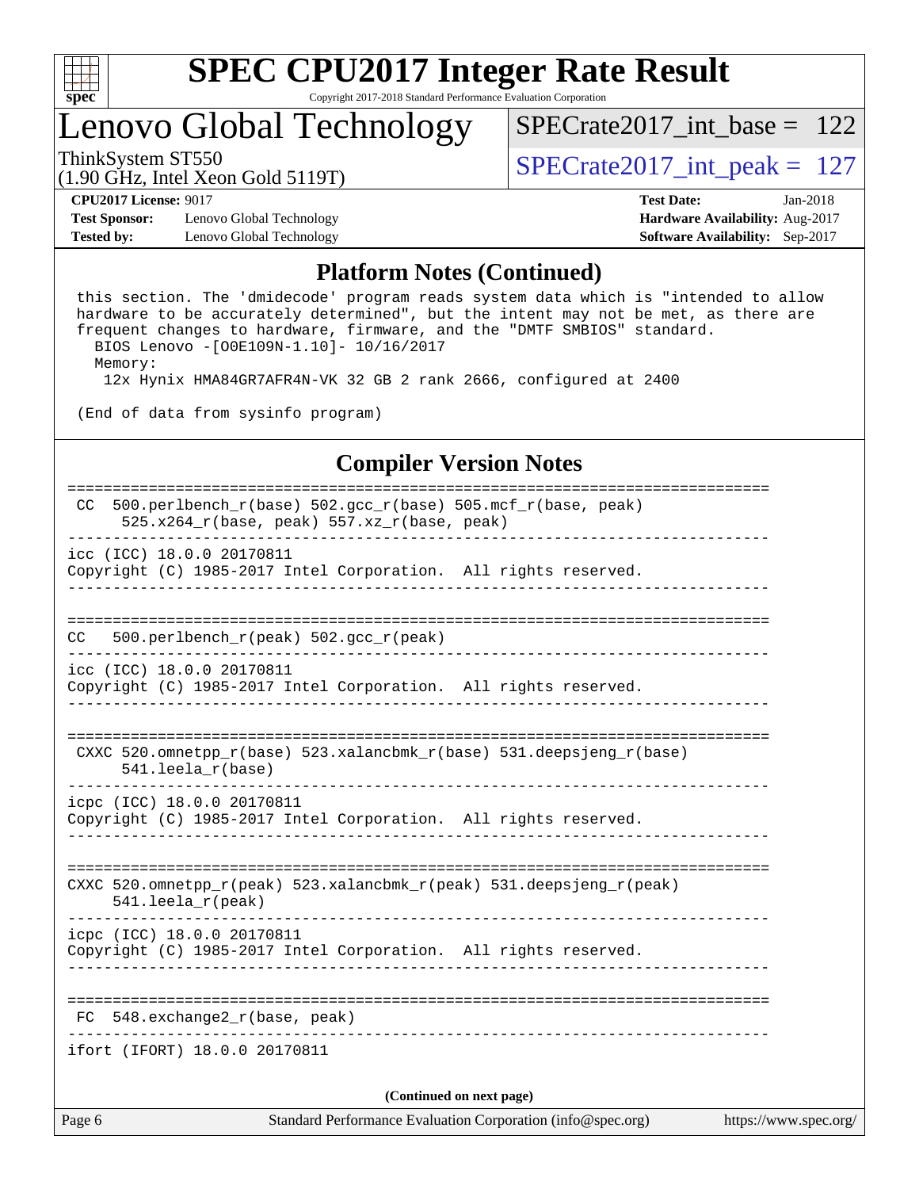# SPEC CPU2017 Integer Rate Result

Copyright 2017-2018 Standard Performance Evaluation Corporation

## Lenovo Global Technology

ThinkSystem ST550 (1.90 GHz, Intel Xeon Gold 5119T)

SPECrate2017_int_base = 122

SPECrate2017_int_peak = 127

**CPU2017 License:** 9017
**Test Sponsor:** Lenovo Global Technology
**Tested by:** Lenovo Global Technology

**Test Date:** Jan-2018
**Hardware Availability:** Aug-2017
**Software Availability:** Sep-2017

## Platform Notes (Continued)

```
 this section. The 'dmidecode' program reads system data which is "intended to allow
 hardware to be accurately determined", but the intent may not be met, as there are
 frequent changes to hardware, firmware, and the "DMTF SMBIOS" standard.
   BIOS Lenovo -[O0E109N-1.10]- 10/16/2017
   Memory:
    12x Hynix HMA84GR7AFR4N-VK 32 GB 2 rank 2666, configured at 2400

 (End of data from sysinfo program)
```

## Compiler Version Notes

```
==============================================================================
 CC  500.perlbench_r(base) 502.gcc_r(base) 505.mcf_r(base, peak)
       525.x264_r(base, peak) 557.xz_r(base, peak)
------------------------------------------------------------------------------
icc (ICC) 18.0.0 20170811
Copyright (C) 1985-2017 Intel Corporation.  All rights reserved.
------------------------------------------------------------------------------

==============================================================================
CC   500.perlbench_r(peak) 502.gcc_r(peak)
------------------------------------------------------------------------------
icc (ICC) 18.0.0 20170811
Copyright (C) 1985-2017 Intel Corporation.  All rights reserved.
------------------------------------------------------------------------------

==============================================================================
 CXXC 520.omnetpp_r(base) 523.xalancbmk_r(base) 531.deepsjeng_r(base)
       541.leela_r(base)
------------------------------------------------------------------------------
icpc (ICC) 18.0.0 20170811
Copyright (C) 1985-2017 Intel Corporation.  All rights reserved.
------------------------------------------------------------------------------

==============================================================================
CXXC 520.omnetpp_r(peak) 523.xalancbmk_r(peak) 531.deepsjeng_r(peak)
      541.leela_r(peak)
------------------------------------------------------------------------------
icpc (ICC) 18.0.0 20170811
Copyright (C) 1985-2017 Intel Corporation.  All rights reserved.
------------------------------------------------------------------------------

==============================================================================
 FC  548.exchange2_r(base, peak)
------------------------------------------------------------------------------
ifort (IFORT) 18.0.0 20170811
```

**(Continued on next page)**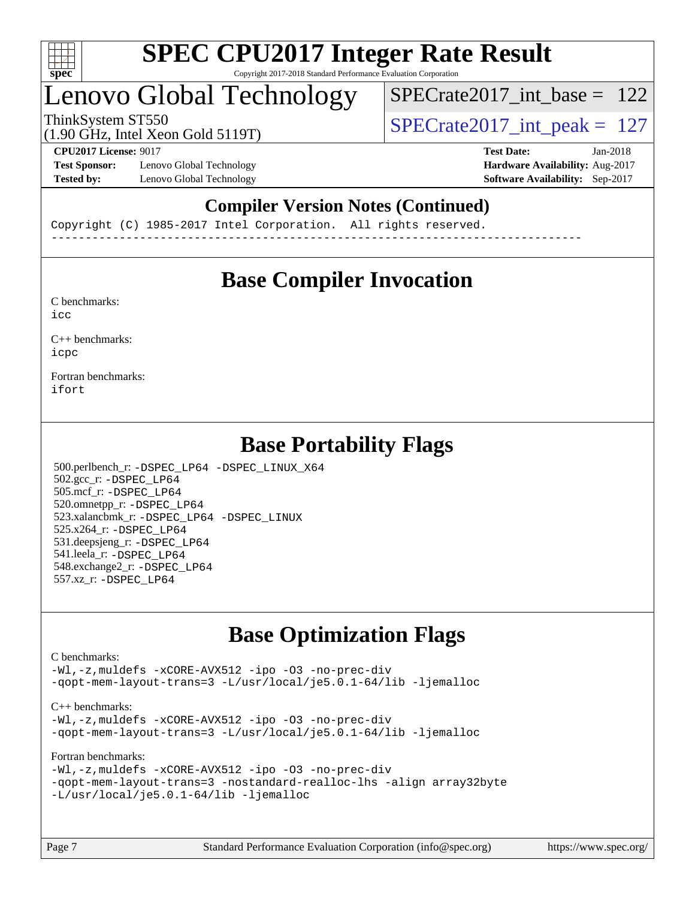# SPEC CPU2017 Integer Rate Result

Copyright 2017-2018 Standard Performance Evaluation Corporation

## Lenovo Global Technology

ThinkSystem ST550
(1.90 GHz, Intel Xeon Gold 5119T)

SPECrate2017_int_base = 122

SPECrate2017_int_peak = 127

**CPU2017 License:** 9017
**Test Sponsor:** Lenovo Global Technology
**Tested by:** Lenovo Global Technology

**Test Date:** Jan-2018
**Hardware Availability:** Aug-2017
**Software Availability:** Sep-2017

## Compiler Version Notes (Continued)

```
Copyright (C) 1985-2017 Intel Corporation.  All rights reserved.
------------------------------------------------------------------------------
```

## Base Compiler Invocation

C benchmarks:
icc

C++ benchmarks:
icpc

Fortran benchmarks:
ifort

## Base Portability Flags

500.perlbench_r: -DSPEC_LP64 -DSPEC_LINUX_X64
502.gcc_r: -DSPEC_LP64
505.mcf_r: -DSPEC_LP64
520.omnetpp_r: -DSPEC_LP64
523.xalancbmk_r: -DSPEC_LP64 -DSPEC_LINUX
525.x264_r: -DSPEC_LP64
531.deepsjeng_r: -DSPEC_LP64
541.leela_r: -DSPEC_LP64
548.exchange2_r: -DSPEC_LP64
557.xz_r: -DSPEC_LP64

## Base Optimization Flags

C benchmarks:
-Wl,-z,muldefs -xCORE-AVX512 -ipo -O3 -no-prec-div
-qopt-mem-layout-trans=3 -L/usr/local/je5.0.1-64/lib -ljemalloc

C++ benchmarks:
-Wl,-z,muldefs -xCORE-AVX512 -ipo -O3 -no-prec-div
-qopt-mem-layout-trans=3 -L/usr/local/je5.0.1-64/lib -ljemalloc

Fortran benchmarks:
-Wl,-z,muldefs -xCORE-AVX512 -ipo -O3 -no-prec-div
-qopt-mem-layout-trans=3 -nostandard-realloc-lhs -align array32byte
-L/usr/local/je5.0.1-64/lib -ljemalloc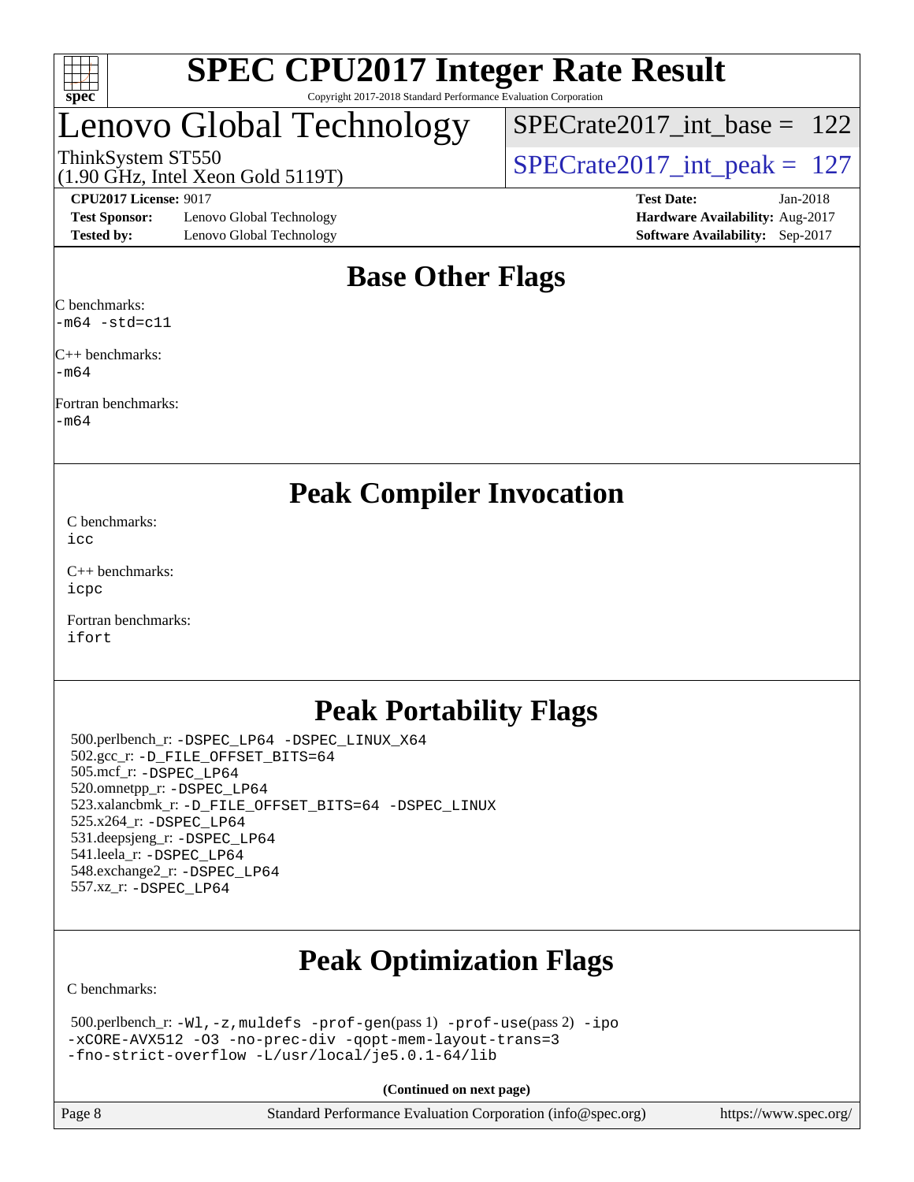# SPEC CPU2017 Integer Rate Result

Copyright 2017-2018 Standard Performance Evaluation Corporation

## Lenovo Global Technology

ThinkSystem ST550
(1.90 GHz, Intel Xeon Gold 5119T)

SPECrate2017_int_base = 122
SPECrate2017_int_peak = 127

**CPU2017 License:** 9017
**Test Sponsor:** Lenovo Global Technology
**Tested by:** Lenovo Global Technology

**Test Date:** Jan-2018
**Hardware Availability:** Aug-2017
**Software Availability:** Sep-2017

## Base Other Flags

C benchmarks:
-m64 -std=c11

C++ benchmarks:
-m64

Fortran benchmarks:
-m64

## Peak Compiler Invocation

C benchmarks:
icc

C++ benchmarks:
icpc

Fortran benchmarks:
ifort

## Peak Portability Flags

500.perlbench_r: -DSPEC_LP64 -DSPEC_LINUX_X64
502.gcc_r: -D_FILE_OFFSET_BITS=64
505.mcf_r: -DSPEC_LP64
520.omnetpp_r: -DSPEC_LP64
523.xalancbmk_r: -D_FILE_OFFSET_BITS=64 -DSPEC_LINUX
525.x264_r: -DSPEC_LP64
531.deepsjeng_r: -DSPEC_LP64
541.leela_r: -DSPEC_LP64
548.exchange2_r: -DSPEC_LP64
557.xz_r: -DSPEC_LP64

## Peak Optimization Flags

C benchmarks:

500.perlbench_r: -Wl,-z,muldefs -prof-gen(pass 1) -prof-use(pass 2) -ipo -xCORE-AVX512 -O3 -no-prec-div -qopt-mem-layout-trans=3 -fno-strict-overflow -L/usr/local/je5.0.1-64/lib

**(Continued on next page)**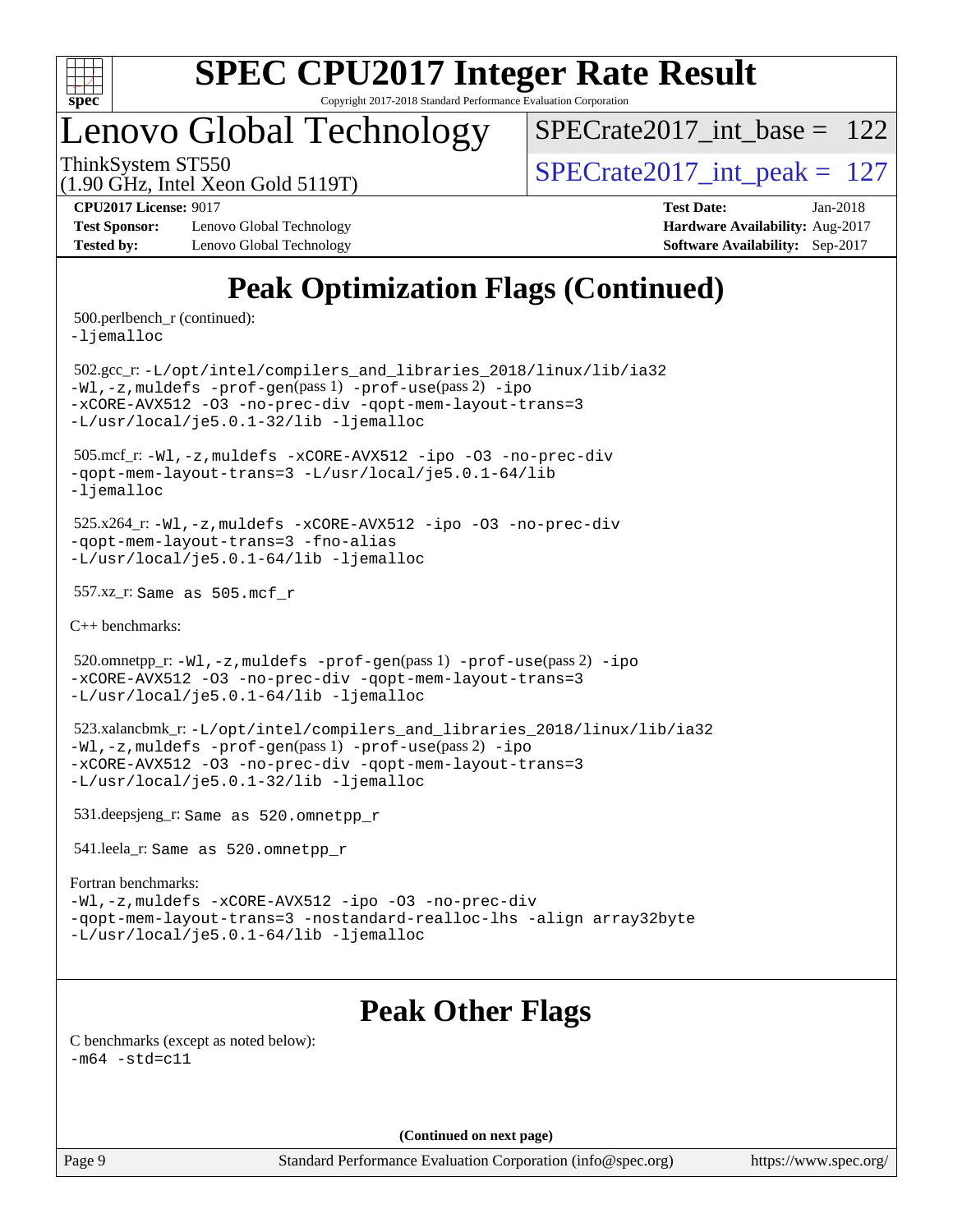## Peak Optimization Flags (Continued)

500.perlbench_r (continued):
-ljemalloc

502.gcc_r: -L/opt/intel/compilers_and_libraries_2018/linux/lib/ia32 -Wl,-z,muldefs -prof-gen(pass 1) -prof-use(pass 2) -ipo -xCORE-AVX512 -O3 -no-prec-div -qopt-mem-layout-trans=3 -L/usr/local/je5.0.1-32/lib -ljemalloc

505.mcf_r: -Wl,-z,muldefs -xCORE-AVX512 -ipo -O3 -no-prec-div -qopt-mem-layout-trans=3 -L/usr/local/je5.0.1-64/lib -ljemalloc

525.x264_r: -Wl,-z,muldefs -xCORE-AVX512 -ipo -O3 -no-prec-div -qopt-mem-layout-trans=3 -fno-alias -L/usr/local/je5.0.1-64/lib -ljemalloc

557.xz_r: Same as 505.mcf_r

C++ benchmarks:

520.omnetpp_r: -Wl,-z,muldefs -prof-gen(pass 1) -prof-use(pass 2) -ipo -xCORE-AVX512 -O3 -no-prec-div -qopt-mem-layout-trans=3 -L/usr/local/je5.0.1-64/lib -ljemalloc

523.xalancbmk_r: -L/opt/intel/compilers_and_libraries_2018/linux/lib/ia32 -Wl,-z,muldefs -prof-gen(pass 1) -prof-use(pass 2) -ipo -xCORE-AVX512 -O3 -no-prec-div -qopt-mem-layout-trans=3 -L/usr/local/je5.0.1-32/lib -ljemalloc

531.deepsjeng_r: Same as 520.omnetpp_r

541.leela_r: Same as 520.omnetpp_r

Fortran benchmarks:
-Wl,-z,muldefs -xCORE-AVX512 -ipo -O3 -no-prec-div -qopt-mem-layout-trans=3 -nostandard-realloc-lhs -align array32byte -L/usr/local/je5.0.1-64/lib -ljemalloc

## Peak Other Flags

C benchmarks (except as noted below):
-m64 -std=c11

(Continued on next page)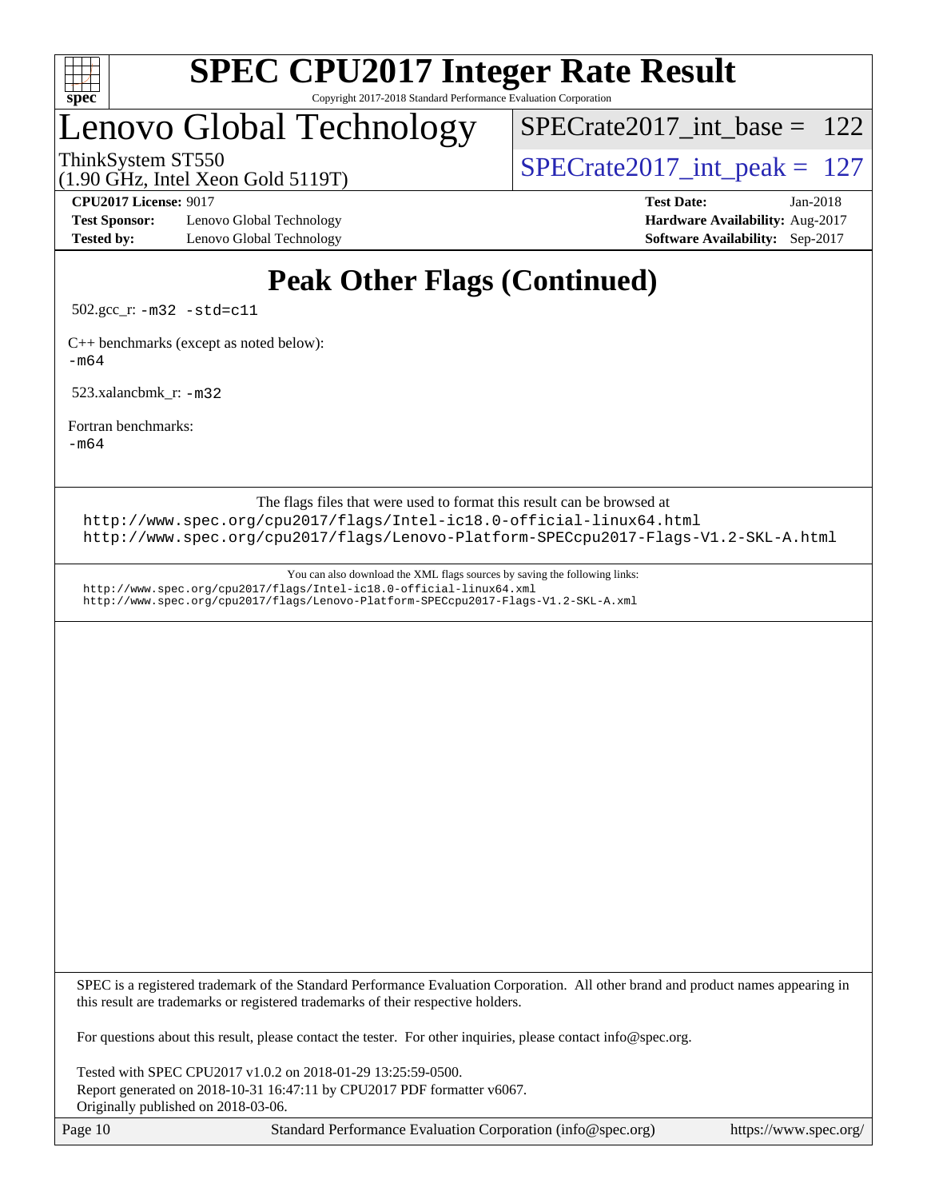## Peak Other Flags (Continued)

502.gcc_r: `-m32 -std=c11`

C++ benchmarks (except as noted below):
`-m64`

523.xalancbmk_r: `-m32`

Fortran benchmarks:
`-m64`

The flags files that were used to format this result can be browsed at
http://www.spec.org/cpu2017/flags/Intel-ic18.0-official-linux64.html
http://www.spec.org/cpu2017/flags/Lenovo-Platform-SPECcpu2017-Flags-V1.2-SKL-A.html

You can also download the XML flags sources by saving the following links:
http://www.spec.org/cpu2017/flags/Intel-ic18.0-official-linux64.xml
http://www.spec.org/cpu2017/flags/Lenovo-Platform-SPECcpu2017-Flags-V1.2-SKL-A.xml

SPEC is a registered trademark of the Standard Performance Evaluation Corporation. All other brand and product names appearing in this result are trademarks or registered trademarks of their respective holders.

For questions about this result, please contact the tester. For other inquiries, please contact info@spec.org.

Tested with SPEC CPU2017 v1.0.2 on 2018-01-29 13:25:59-0500.
Report generated on 2018-10-31 16:47:11 by CPU2017 PDF formatter v6067.
Originally published on 2018-03-06.